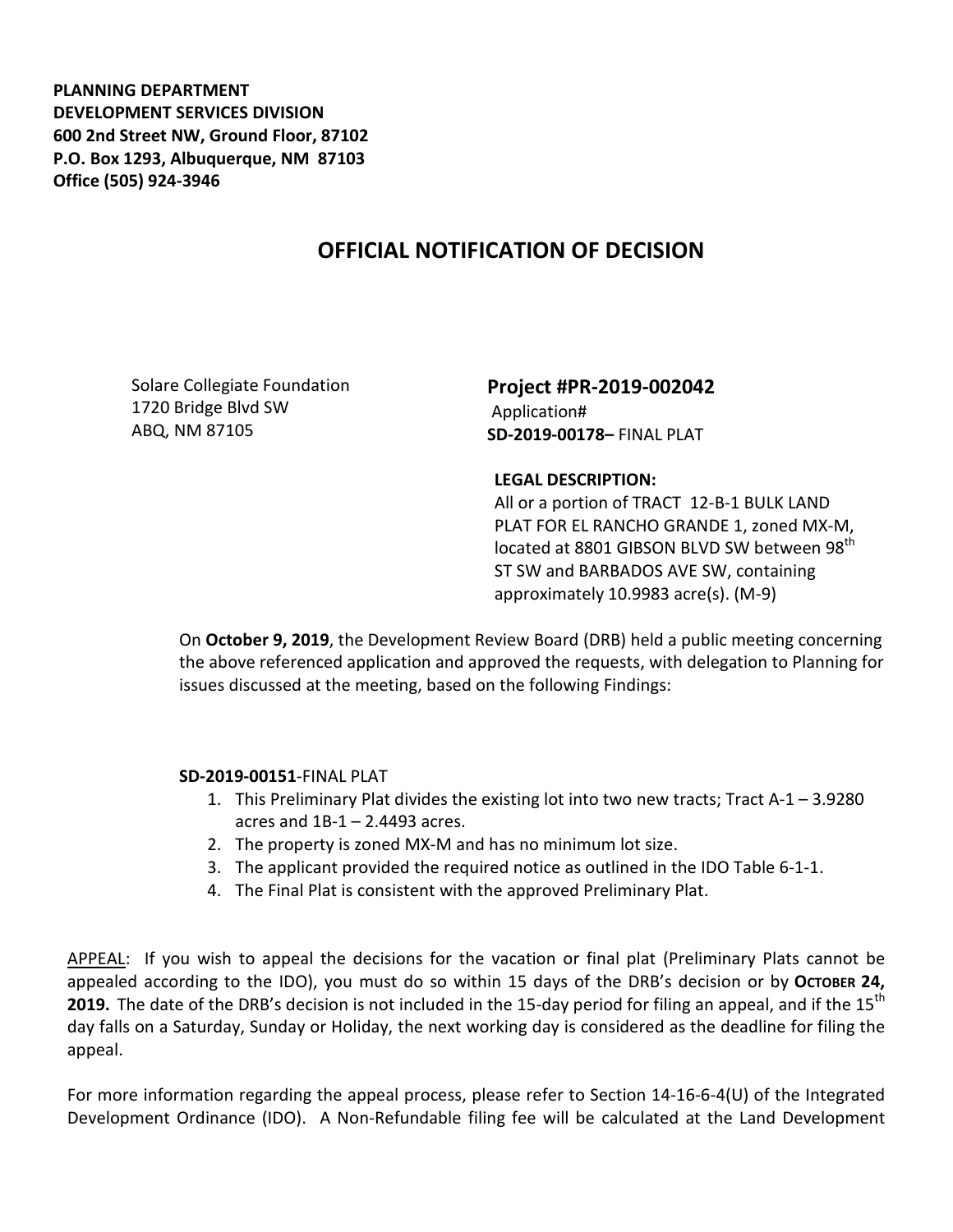**PLANNING DEPARTMENT**
**DEVELOPMENT SERVICES DIVISION**
**600 2nd Street NW, Ground Floor, 87102**
**P.O. Box 1293, Albuquerque, NM 87103**
**Office (505) 924-3946**

# OFFICIAL NOTIFICATION OF DECISION

Solare Collegiate Foundation
1720 Bridge Blvd SW
ABQ, NM 87105

**Project #PR-2019-002042**
Application#
**SD-2019-00178–** FINAL PLAT

**LEGAL DESCRIPTION:**
All or a portion of TRACT 12-B-1 BULK LAND PLAT FOR EL RANCHO GRANDE 1, zoned MX-M, located at 8801 GIBSON BLVD SW between 98th ST SW and BARBADOS AVE SW, containing approximately 10.9983 acre(s). (M-9)

On **October 9, 2019**, the Development Review Board (DRB) held a public meeting concerning the above referenced application and approved the requests, with delegation to Planning for issues discussed at the meeting, based on the following Findings:

**SD-2019-00151**-FINAL PLAT

1. This Preliminary Plat divides the existing lot into two new tracts; Tract A-1 – 3.9280 acres and 1B-1 – 2.4493 acres.
2. The property is zoned MX-M and has no minimum lot size.
3. The applicant provided the required notice as outlined in the IDO Table 6-1-1.
4. The Final Plat is consistent with the approved Preliminary Plat.

APPEAL: If you wish to appeal the decisions for the vacation or final plat (Preliminary Plats cannot be appealed according to the IDO), you must do so within 15 days of the DRB's decision or by **OCTOBER 24, 2019.** The date of the DRB's decision is not included in the 15-day period for filing an appeal, and if the 15th day falls on a Saturday, Sunday or Holiday, the next working day is considered as the deadline for filing the appeal.

For more information regarding the appeal process, please refer to Section 14-16-6-4(U) of the Integrated Development Ordinance (IDO). A Non-Refundable filing fee will be calculated at the Land Development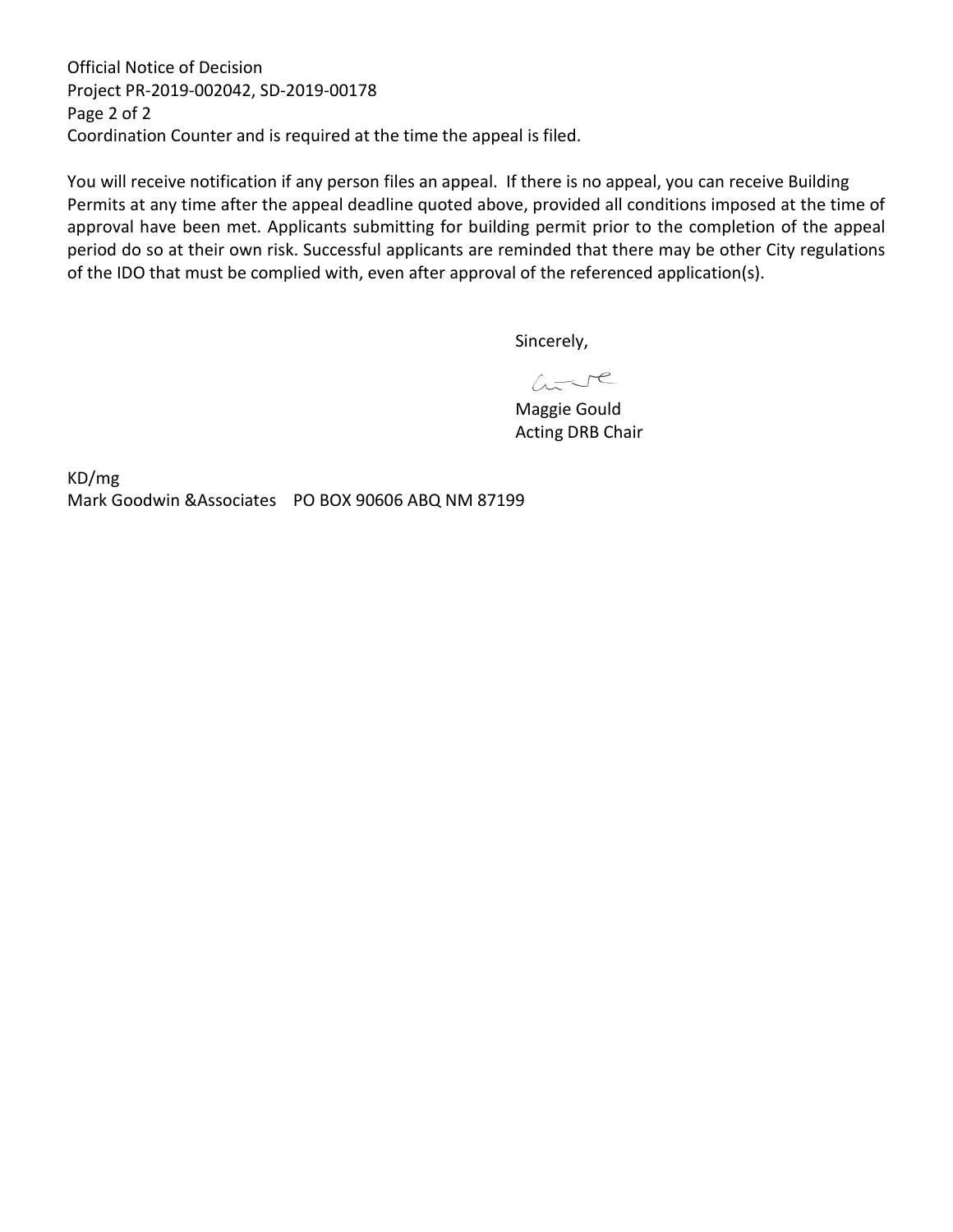Coordination Counter and is required at the time the appeal is filed.

You will receive notification if any person files an appeal. If there is no appeal, you can receive Building Permits at any time after the appeal deadline quoted above, provided all conditions imposed at the time of approval have been met. Applicants submitting for building permit prior to the completion of the appeal period do so at their own risk. Successful applicants are reminded that there may be other City regulations of the IDO that must be complied with, even after approval of the referenced application(s).

Sincerely,

Maggie Gould
Acting DRB Chair

KD/mg
Mark Goodwin &Associates PO BOX 90606 ABQ NM 87199